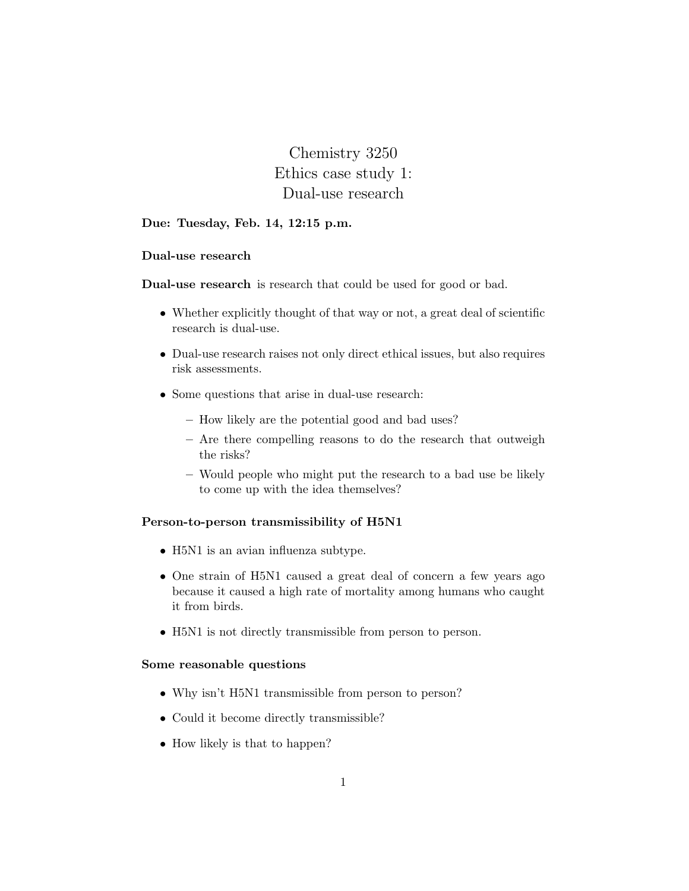# Chemistry 3250
# Ethics case study 1:
# Dual-use research

**Due: Tuesday, Feb. 14, 12:15 p.m.**

### Dual-use research

**Dual-use research** is research that could be used for good or bad.

- Whether explicitly thought of that way or not, a great deal of scientific research is dual-use.
- Dual-use research raises not only direct ethical issues, but also requires risk assessments.
- Some questions that arise in dual-use research:
  - How likely are the potential good and bad uses?
  - Are there compelling reasons to do the research that outweigh the risks?
  - Would people who might put the research to a bad use be likely to come up with the idea themselves?

### Person-to-person transmissibility of H5N1

- H5N1 is an avian influenza subtype.
- One strain of H5N1 caused a great deal of concern a few years ago because it caused a high rate of mortality among humans who caught it from birds.
- H5N1 is not directly transmissible from person to person.

### Some reasonable questions

- Why isn't H5N1 transmissible from person to person?
- Could it become directly transmissible?
- How likely is that to happen?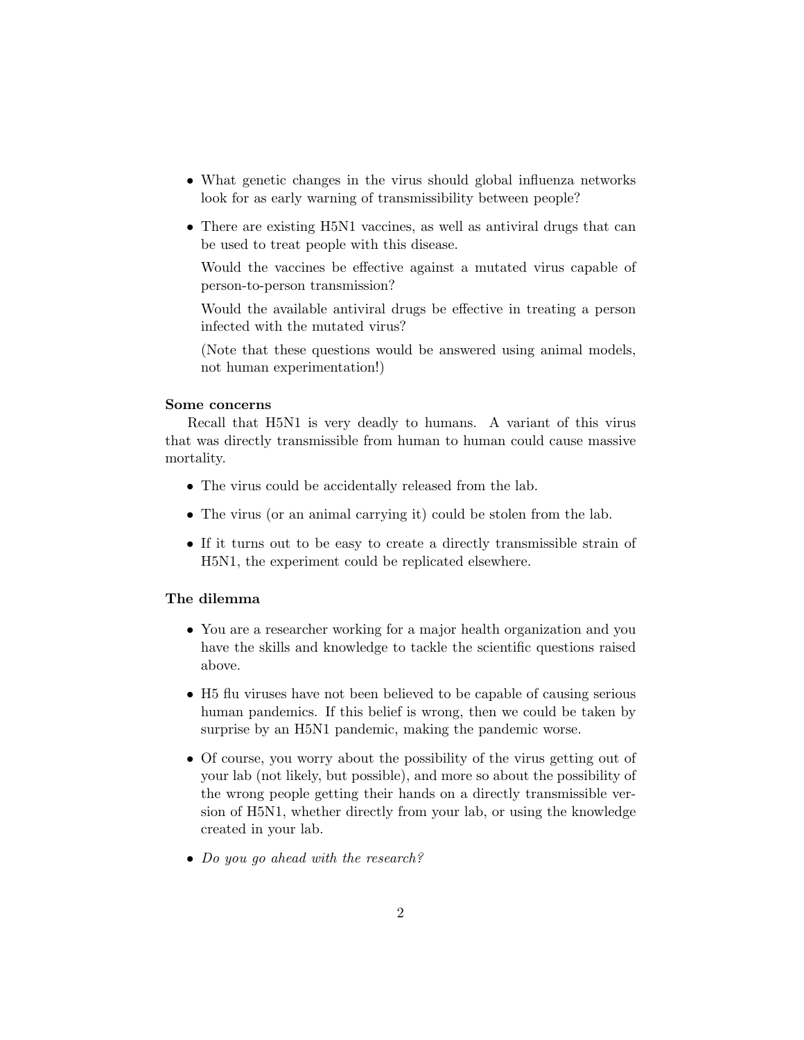- What genetic changes in the virus should global influenza networks look for as early warning of transmissibility between people?
- There are existing H5N1 vaccines, as well as antiviral drugs that can be used to treat people with this disease.

  Would the vaccines be effective against a mutated virus capable of person-to-person transmission?

  Would the available antiviral drugs be effective in treating a person infected with the mutated virus?

  (Note that these questions would be answered using animal models, not human experimentation!)

**Some concerns**

Recall that H5N1 is very deadly to humans. A variant of this virus that was directly transmissible from human to human could cause massive mortality.

- The virus could be accidentally released from the lab.
- The virus (or an animal carrying it) could be stolen from the lab.
- If it turns out to be easy to create a directly transmissible strain of H5N1, the experiment could be replicated elsewhere.

**The dilemma**

- You are a researcher working for a major health organization and you have the skills and knowledge to tackle the scientific questions raised above.
- H5 flu viruses have not been believed to be capable of causing serious human pandemics. If this belief is wrong, then we could be taken by surprise by an H5N1 pandemic, making the pandemic worse.
- Of course, you worry about the possibility of the virus getting out of your lab (not likely, but possible), and more so about the possibility of the wrong people getting their hands on a directly transmissible version of H5N1, whether directly from your lab, or using the knowledge created in your lab.
- *Do you go ahead with the research?*